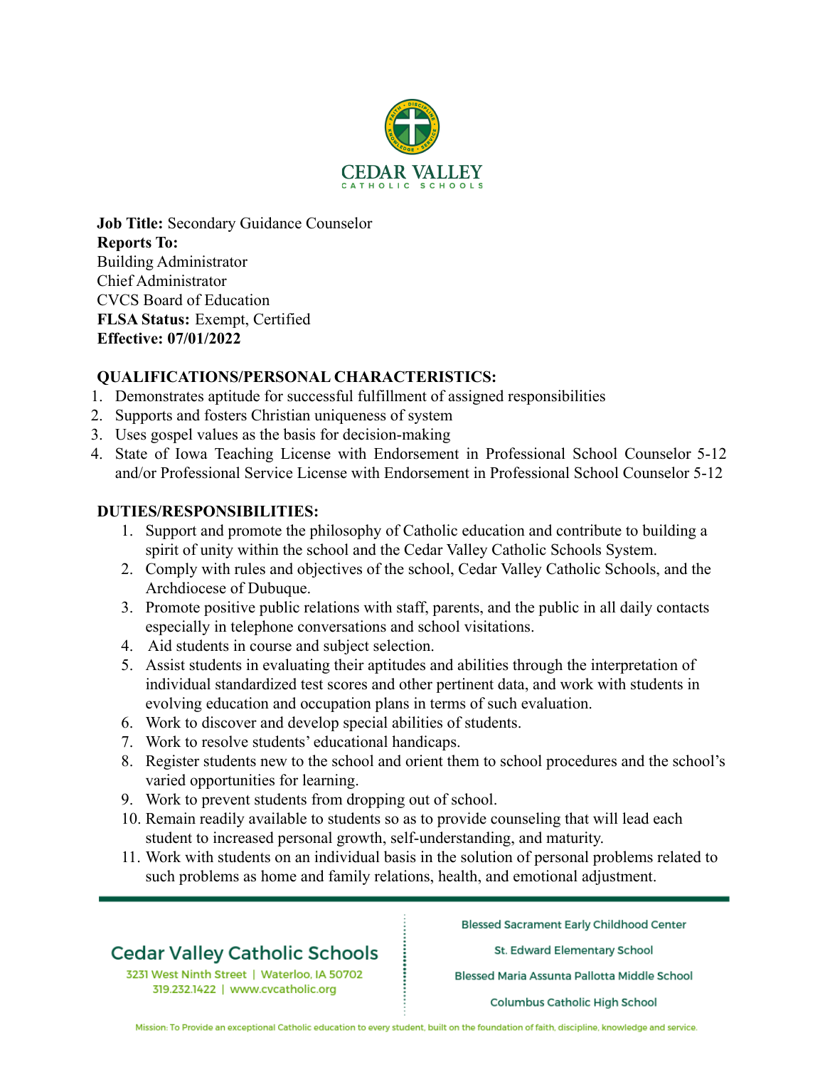**Job Title:** Secondary Guidance Counselor
**Reports To:**
Building Administrator
Chief Administrator
CVCS Board of Education
**FLSA Status:** Exempt, Certified
**Effective: 07/01/2022**

**QUALIFICATIONS/PERSONAL CHARACTERISTICS:**

1. Demonstrates aptitude for successful fulfillment of assigned responsibilities
2. Supports and fosters Christian uniqueness of system
3. Uses gospel values as the basis for decision-making
4. State of Iowa Teaching License with Endorsement in Professional School Counselor 5-12 and/or Professional Service License with Endorsement in Professional School Counselor 5-12

**DUTIES/RESPONSIBILITIES:**

1. Support and promote the philosophy of Catholic education and contribute to building a spirit of unity within the school and the Cedar Valley Catholic Schools System.
2. Comply with rules and objectives of the school, Cedar Valley Catholic Schools, and the Archdiocese of Dubuque.
3. Promote positive public relations with staff, parents, and the public in all daily contacts especially in telephone conversations and school visitations.
4. Aid students in course and subject selection.
5. Assist students in evaluating their aptitudes and abilities through the interpretation of individual standardized test scores and other pertinent data, and work with students in evolving education and occupation plans in terms of such evaluation.
6. Work to discover and develop special abilities of students.
7. Work to resolve students' educational handicaps.
8. Register students new to the school and orient them to school procedures and the school's varied opportunities for learning.
9. Work to prevent students from dropping out of school.
10. Remain readily available to students so as to provide counseling that will lead each student to increased personal growth, self-understanding, and maturity.
11. Work with students on an individual basis in the solution of personal problems related to such problems as home and family relations, health, and emotional adjustment.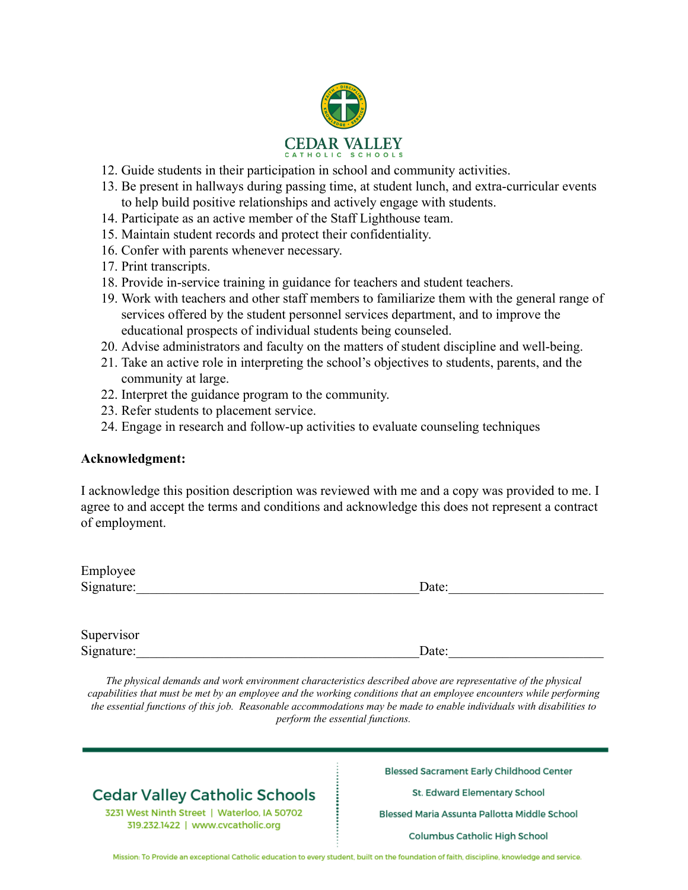12. Guide students in their participation in school and community activities.
13. Be present in hallways during passing time, at student lunch, and extra-curricular events to help build positive relationships and actively engage with students.
14. Participate as an active member of the Staff Lighthouse team.
15. Maintain student records and protect their confidentiality.
16. Confer with parents whenever necessary.
17. Print transcripts.
18. Provide in-service training in guidance for teachers and student teachers.
19. Work with teachers and other staff members to familiarize them with the general range of services offered by the student personnel services department, and to improve the educational prospects of individual students being counseled.
20. Advise administrators and faculty on the matters of student discipline and well-being.
21. Take an active role in interpreting the school's objectives to students, parents, and the community at large.
22. Interpret the guidance program to the community.
23. Refer students to placement service.
24. Engage in research and follow-up activities to evaluate counseling techniques

**Acknowledgment:**

I acknowledge this position description was reviewed with me and a copy was provided to me. I agree to and accept the terms and conditions and acknowledge this does not represent a contract of employment.

Employee Signature:\_\_\_\_\_\_\_\_\_\_\_\_\_\_\_\_\_\_\_\_\_\_\_\_\_\_\_\_\_\_\_\_\_\_\_\_\_\_\_\_ Date:\_\_\_\_\_\_\_\_\_\_\_\_\_\_\_\_\_\_\_\_\_\_

Supervisor Signature:\_\_\_\_\_\_\_\_\_\_\_\_\_\_\_\_\_\_\_\_\_\_\_\_\_\_\_\_\_\_\_\_\_\_\_\_\_\_\_\_ Date:\_\_\_\_\_\_\_\_\_\_\_\_\_\_\_\_\_\_\_\_\_\_

*The physical demands and work environment characteristics described above are representative of the physical capabilities that must be met by an employee and the working conditions that an employee encounters while performing the essential functions of this job. Reasonable accommodations may be made to enable individuals with disabilities to perform the essential functions.*

Cedar Valley Catholic Schools
3231 West Ninth Street | Waterloo, IA 50702
319.232.1422 | www.cvcatholic.org

Blessed Sacrament Early Childhood Center
St. Edward Elementary School
Blessed Maria Assunta Pallotta Middle School
Columbus Catholic High School

Mission: To Provide an exceptional Catholic education to every student, built on the foundation of faith, discipline, knowledge and service.